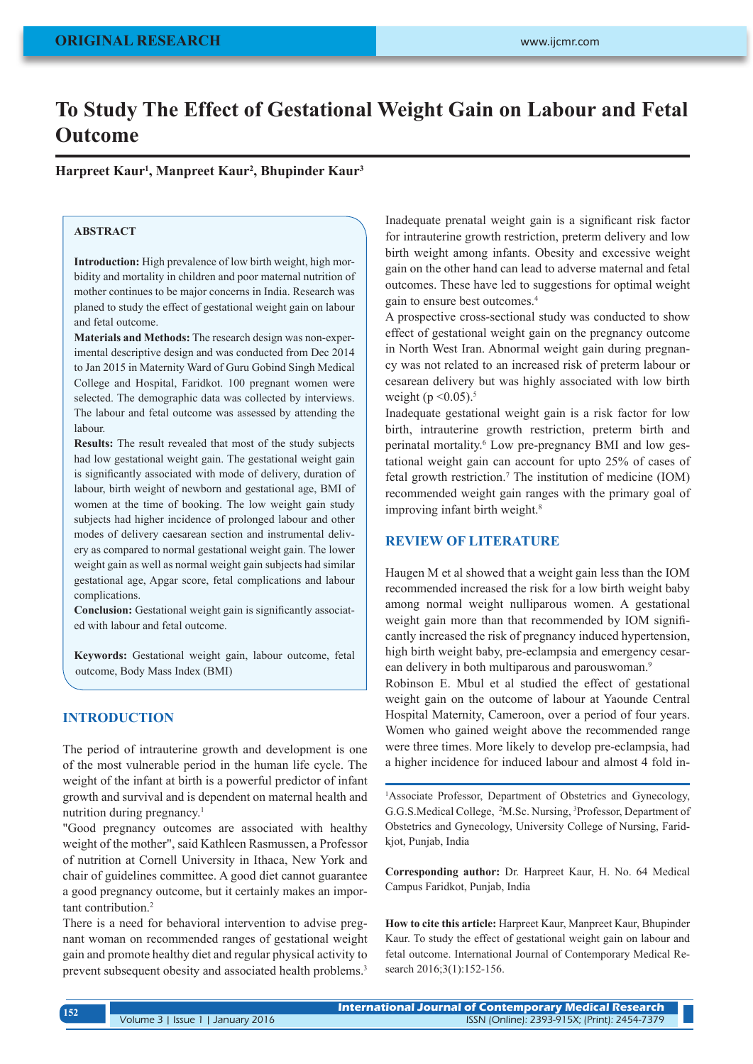# To Study The Effect of Gestational Weight Gain on Labour and Fetal Outcome

**Harpreet Kaur[1], Manpreet Kaur[2], Bhupinder Kaur[3]**

## ABSTRACT

**Introduction:** High prevalence of low birth weight, high morbidity and mortality in children and poor maternal nutrition of mother continues to be major concerns in India. Research was planed to study the effect of gestational weight gain on labour and fetal outcome.

**Materials and Methods:** The research design was non-experimental descriptive design and was conducted from Dec 2014 to Jan 2015 in Maternity Ward of Guru Gobind Singh Medical College and Hospital, Faridkot. 100 pregnant women were selected. The demographic data was collected by interviews. The labour and fetal outcome was assessed by attending the labour.

**Results:** The result revealed that most of the study subjects had low gestational weight gain. The gestational weight gain is significantly associated with mode of delivery, duration of labour, birth weight of newborn and gestational age, BMI of women at the time of booking. The low weight gain study subjects had higher incidence of prolonged labour and other modes of delivery caesarean section and instrumental delivery as compared to normal gestational weight gain. The lower weight gain as well as normal weight gain subjects had similar gestational age, Apgar score, fetal complications and labour complications.

**Conclusion:** Gestational weight gain is significantly associated with labour and fetal outcome.

**Keywords:** Gestational weight gain, labour outcome, fetal outcome, Body Mass Index (BMI)

## INTRODUCTION

The period of intrauterine growth and development is one of the most vulnerable period in the human life cycle. The weight of the infant at birth is a powerful predictor of infant growth and survival and is dependent on maternal health and nutrition during pregnancy.[1]

"Good pregnancy outcomes are associated with healthy weight of the mother", said Kathleen Rasmussen, a Professor of nutrition at Cornell University in Ithaca, New York and chair of guidelines committee. A good diet cannot guarantee a good pregnancy outcome, but it certainly makes an important contribution.[2]

There is a need for behavioral intervention to advise pregnant woman on recommended ranges of gestational weight gain and promote healthy diet and regular physical activity to prevent subsequent obesity and associated health problems.[3]

Inadequate prenatal weight gain is a significant risk factor for intrauterine growth restriction, preterm delivery and low birth weight among infants. Obesity and excessive weight gain on the other hand can lead to adverse maternal and fetal outcomes. These have led to suggestions for optimal weight gain to ensure best outcomes.[4]

A prospective cross-sectional study was conducted to show effect of gestational weight gain on the pregnancy outcome in North West Iran. Abnormal weight gain during pregnancy was not related to an increased risk of preterm labour or cesarean delivery but was highly associated with low birth weight ($p < 0.05$).[5]

Inadequate gestational weight gain is a risk factor for low birth, intrauterine growth restriction, preterm birth and perinatal mortality.[6] Low pre-pregnancy BMI and low gestational weight gain can account for upto 25% of cases of fetal growth restriction.[7] The institution of medicine (IOM) recommended weight gain ranges with the primary goal of improving infant birth weight.[8]

## REVIEW OF LITERATURE

Haugen M et al showed that a weight gain less than the IOM recommended increased the risk for a low birth weight baby among normal weight nulliparous women. A gestational weight gain more than that recommended by IOM significantly increased the risk of pregnancy induced hypertension, high birth weight baby, pre-eclampsia and emergency cesarean delivery in both multiparous and parouswoman.[9]

Robinson E. Mbul et al studied the effect of gestational weight gain on the outcome of labour at Yaounde Central Hospital Maternity, Cameroon, over a period of four years. Women who gained weight above the recommended range were three times. More likely to develop pre-eclampsia, had a higher incidence for induced labour and almost 4 fold in-

[1]Associate Professor, Department of Obstetrics and Gynecology, G.G.S.Medical College, [2]M.Sc. Nursing, [3]Professor, Department of Obstetrics and Gynecology, University College of Nursing, Faridkjot, Punjab, India

**Corresponding author:** Dr. Harpreet Kaur, H. No. 64 Medical Campus Faridkot, Punjab, India

**How to cite this article:** Harpreet Kaur, Manpreet Kaur, Bhupinder Kaur. To study the effect of gestational weight gain on labour and fetal outcome. International Journal of Contemporary Medical Research 2016;3(1):152-156.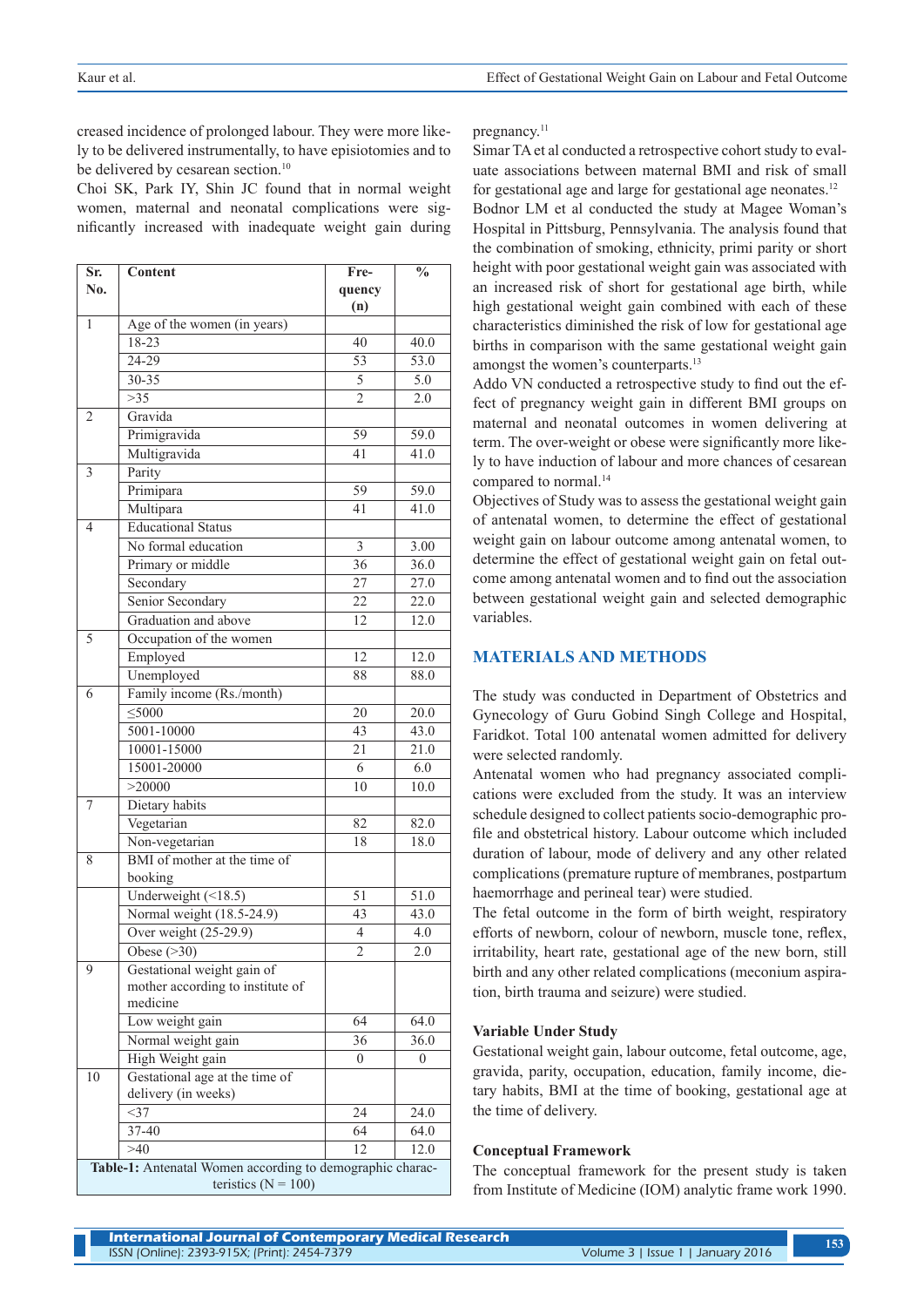creased incidence of prolonged labour. They were more likely to be delivered instrumentally, to have episiotomies and to be delivered by cesarean section.[10]

Choi SK, Park IY, Shin JC found that in normal weight women, maternal and neonatal complications were significantly increased with inadequate weight gain during pregnancy.[11]

| Sr. No. | Content | Frequency (n) | % |
|---|---|---|---|
| 1 | Age of the women (in years) | | |
| | 18-23 | 40 | 40.0 |
| | 24-29 | 53 | 53.0 |
| | 30-35 | 5 | 5.0 |
| | >35 | 2 | 2.0 |
| 2 | Gravida | | |
| | Primigravida | 59 | 59.0 |
| | Multigravida | 41 | 41.0 |
| 3 | Parity | | |
| | Primipara | 59 | 59.0 |
| | Multipara | 41 | 41.0 |
| 4 | Educational Status | | |
| | No formal education | 3 | 3.00 |
| | Primary or middle | 36 | 36.0 |
| | Secondary | 27 | 27.0 |
| | Senior Secondary | 22 | 22.0 |
| | Graduation and above | 12 | 12.0 |
| 5 | Occupation of the women | | |
| | Employed | 12 | 12.0 |
| | Unemployed | 88 | 88.0 |
| 6 | Family income (Rs./month) | | |
| | ≤5000 | 20 | 20.0 |
| | 5001-10000 | 43 | 43.0 |
| | 10001-15000 | 21 | 21.0 |
| | 15001-20000 | 6 | 6.0 |
| | >20000 | 10 | 10.0 |
| 7 | Dietary habits | | |
| | Vegetarian | 82 | 82.0 |
| | Non-vegetarian | 18 | 18.0 |
| 8 | BMI of mother at the time of booking | | |
| | Underweight (<18.5) | 51 | 51.0 |
| | Normal weight (18.5-24.9) | 43 | 43.0 |
| | Over weight (25-29.9) | 4 | 4.0 |
| | Obese (>30) | 2 | 2.0 |
| 9 | Gestational weight gain of mother according to institute of medicine | | |
| | Low weight gain | 64 | 64.0 |
| | Normal weight gain | 36 | 36.0 |
| | High Weight gain | 0 | 0 |
| 10 | Gestational age at the time of delivery (in weeks) | | |
| | <37 | 24 | 24.0 |
| | 37-40 | 64 | 64.0 |
| | >40 | 12 | 12.0 |

**Table-1:** Antenatal Women according to demographic characteristics (N = 100)

Simar TA et al conducted a retrospective cohort study to evaluate associations between maternal BMI and risk of small for gestational age and large for gestational age neonates.[12]

Bodnor LM et al conducted the study at Magee Woman's Hospital in Pittsburg, Pennsylvania. The analysis found that the combination of smoking, ethnicity, primi parity or short height with poor gestational weight gain was associated with an increased risk of short for gestational age birth, while high gestational weight gain combined with each of these characteristics diminished the risk of low for gestational age births in comparison with the same gestational weight gain amongst the women's counterparts.[13]

Addo VN conducted a retrospective study to find out the effect of pregnancy weight gain in different BMI groups on maternal and neonatal outcomes in women delivering at term. The over-weight or obese were significantly more likely to have induction of labour and more chances of cesarean compared to normal.[14]

Objectives of Study was to assess the gestational weight gain of antenatal women, to determine the effect of gestational weight gain on labour outcome among antenatal women, to determine the effect of gestational weight gain on fetal outcome among antenatal women and to find out the association between gestational weight gain and selected demographic variables.

## MATERIALS AND METHODS

The study was conducted in Department of Obstetrics and Gynecology of Guru Gobind Singh College and Hospital, Faridkot. Total 100 antenatal women admitted for delivery were selected randomly.

Antenatal women who had pregnancy associated complications were excluded from the study. It was an interview schedule designed to collect patients socio-demographic profile and obstetrical history. Labour outcome which included duration of labour, mode of delivery and any other related complications (premature rupture of membranes, postpartum haemorrhage and perineal tear) were studied.

The fetal outcome in the form of birth weight, respiratory efforts of newborn, colour of newborn, muscle tone, reflex, irritability, heart rate, gestational age of the new born, still birth and any other related complications (meconium aspiration, birth trauma and seizure) were studied.

### Variable Under Study

Gestational weight gain, labour outcome, fetal outcome, age, gravida, parity, occupation, education, family income, dietary habits, BMI at the time of booking, gestational age at the time of delivery.

### Conceptual Framework

The conceptual framework for the present study is taken from Institute of Medicine (IOM) analytic frame work 1990.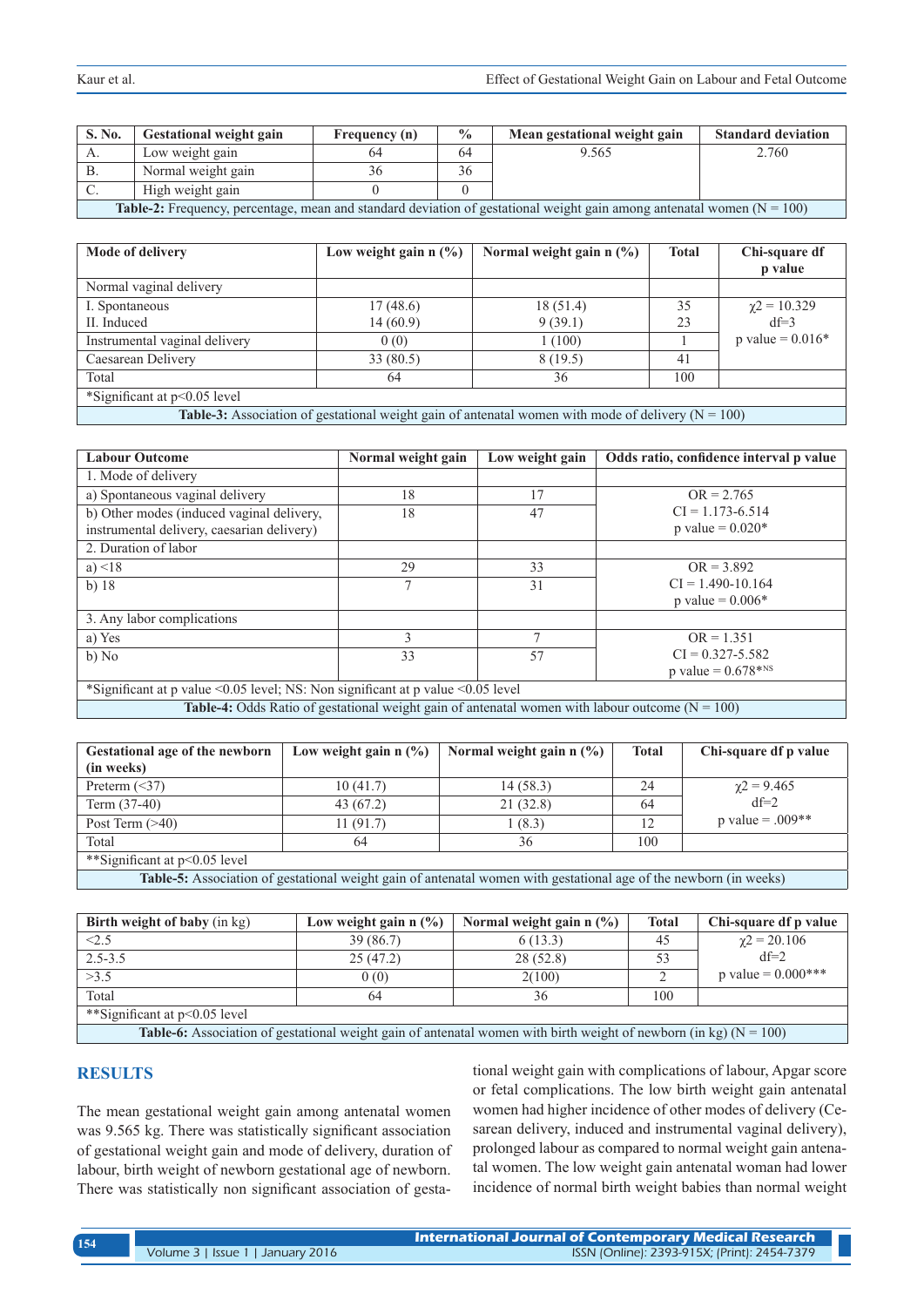| S. No. | Gestational weight gain | Frequency (n) | % | Mean gestational weight gain | Standard deviation |
|---|---|---|---|---|---|
| A. | Low weight gain | 64 | 64 | 9.565 | 2.760 |
| B. | Normal weight gain | 36 | 36 | | |
| C. | High weight gain | 0 | 0 | | |

**Table-2:** Frequency, percentage, mean and standard deviation of gestational weight gain among antenatal women (N = 100)

| Mode of delivery | Low weight gain n (%) | Normal weight gain n (%) | Total | Chi-square df p value |
|---|---|---|---|---|
| Normal vaginal delivery | | | | |
| I. Spontaneous | 17 (48.6) | 18 (51.4) | 35 | $\chi 2 = 10.329$ |
| II. Induced | 14 (60.9) | 9 (39.1) | 23 | df=3 |
| Instrumental vaginal delivery | 0 (0) | 1 (100) | 1 | p value = 0.016* |
| Caesarean Delivery | 33 (80.5) | 8 (19.5) | 41 | |
| Total | 64 | 36 | 100 | |
| *Significant at p<0.05 level | | | | |

**Table-3:** Association of gestational weight gain of antenatal women with mode of delivery (N = 100)

| Labour Outcome | Normal weight gain | Low weight gain | Odds ratio, confidence interval p value |
|---|---|---|---|
| 1. Mode of delivery | | | |
| a) Spontaneous vaginal delivery | 18 | 17 | OR = 2.765 |
| b) Other modes (induced vaginal delivery, instrumental delivery, caesarian delivery) | 18 | 47 | CI = 1.173-6.514 p value = 0.020* |
| 2. Duration of labor | | | |
| a) <18 | 29 | 33 | OR = 3.892 |
| b) 18 | 7 | 31 | CI = 1.490-10.164 p value = 0.006* |
| 3. Any labor complications | | | |
| a) Yes | 3 | 7 | OR = 1.351 |
| b) No | 33 | 57 | CI = 0.327-5.582 p value = 0.678*NS |
| *Significant at p value <0.05 level; NS: Non significant at p value <0.05 level | | | |

**Table-4:** Odds Ratio of gestational weight gain of antenatal women with labour outcome (N = 100)

| Gestational age of the newborn (in weeks) | Low weight gain n (%) | Normal weight gain n (%) | Total | Chi-square df p value |
|---|---|---|---|---|
| Preterm (<37) | 10 (41.7) | 14 (58.3) | 24 | $\chi 2 = 9.465$ |
| Term (37-40) | 43 (67.2) | 21 (32.8) | 64 | df=2 |
| Post Term (>40) | 11 (91.7) | 1 (8.3) | 12 | p value = .009** |
| Total | 64 | 36 | 100 | |
| **Significant at p<0.05 level | | | | |

**Table-5:** Association of gestational weight gain of antenatal women with gestational age of the newborn (in weeks)

| Birth weight of baby (in kg) | Low weight gain n (%) | Normal weight gain n (%) | Total | Chi-square df p value |
|---|---|---|---|---|
| <2.5 | 39 (86.7) | 6 (13.3) | 45 | $\chi 2 = 20.106$ |
| 2.5-3.5 | 25 (47.2) | 28 (52.8) | 53 | df=2 |
| >3.5 | 0 (0) | 2(100) | 2 | p value = 0.000*** |
| Total | 64 | 36 | 100 | |
| **Significant at p<0.05 level | | | | |

**Table-6:** Association of gestational weight gain of antenatal women with birth weight of newborn (in kg) (N = 100)

## RESULTS

The mean gestational weight gain among antenatal women was 9.565 kg. There was statistically significant association of gestational weight gain and mode of delivery, duration of labour, birth weight of newborn gestational age of newborn. There was statistically non significant association of gestational weight gain with complications of labour, Apgar score or fetal complications. The low birth weight gain antenatal women had higher incidence of other modes of delivery (Cesarean delivery, induced and instrumental vaginal delivery), prolonged labour as compared to normal weight gain antenatal women. The low weight gain antenatal woman had lower incidence of normal birth weight babies than normal weight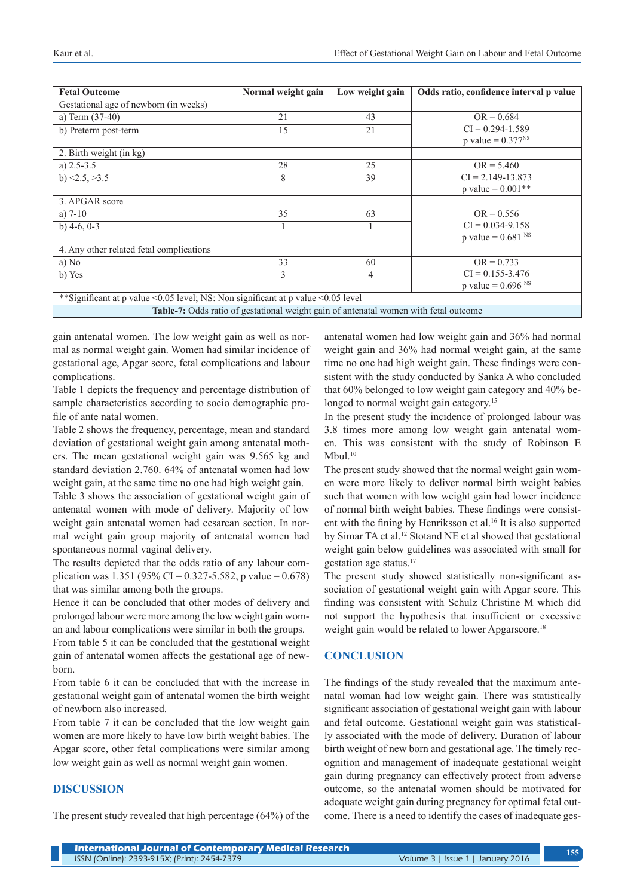| Fetal Outcome | Normal weight gain | Low weight gain | Odds ratio, confidence interval p value |
|---|---|---|---|
| Gestational age of newborn (in weeks) | | | |
| a) Term (37-40) | 21 | 43 | OR = 0.684 |
| b) Preterm post-term | 15 | 21 | CI = 0.294-1.589<br>p value = 0.377[NS] |
| 2. Birth weight (in kg) | | | |
| a) 2.5-3.5 | 28 | 25 | OR = 5.460 |
| b) <2.5, >3.5 | 8 | 39 | CI = 2.149-13.873<br>p value = 0.001** |
| 3. APGAR score | | | |
| a) 7-10 | 35 | 63 | OR = 0.556 |
| b) 4-6, 0-3 | 1 | 1 | CI = 0.034-9.158<br>p value = 0.681 [NS] |
| 4. Any other related fetal complications | | | |
| a) No | 33 | 60 | OR = 0.733 |
| b) Yes | 3 | 4 | CI = 0.155-3.476<br>p value = 0.696 [NS] |
| **Significant at p value <0.05 level; NS: Non significant at p value <0.05 level | | | |

**Table-7:** Odds ratio of gestational weight gain of antenatal women with fetal outcome

gain antenatal women. The low weight gain as well as normal as normal weight gain. Women had similar incidence of gestational age, Apgar score, fetal complications and labour complications.

Table 1 depicts the frequency and percentage distribution of sample characteristics according to socio demographic profile of ante natal women.

Table 2 shows the frequency, percentage, mean and standard deviation of gestational weight gain among antenatal mothers. The mean gestational weight gain was 9.565 kg and standard deviation 2.760. 64% of antenatal women had low weight gain, at the same time no one had high weight gain.

Table 3 shows the association of gestational weight gain of antenatal women with mode of delivery. Majority of low weight gain antenatal women had cesarean section. In normal weight gain group majority of antenatal women had spontaneous normal vaginal delivery.

The results depicted that the odds ratio of any labour complication was 1.351 (95% CI = 0.327-5.582, p value = 0.678) that was similar among both the groups.

Hence it can be concluded that other modes of delivery and prolonged labour were more among the low weight gain woman and labour complications were similar in both the groups.

From table 5 it can be concluded that the gestational weight gain of antenatal women affects the gestational age of newborn.

From table 6 it can be concluded that with the increase in gestational weight gain of antenatal women the birth weight of newborn also increased.

From table 7 it can be concluded that the low weight gain women are more likely to have low birth weight babies. The Apgar score, other fetal complications were similar among low weight gain as well as normal weight gain women.

## DISCUSSION

The present study revealed that high percentage (64%) of the antenatal women had low weight gain and 36% had normal weight gain and 36% had normal weight gain, at the same time no one had high weight gain. These findings were consistent with the study conducted by Sanka A who concluded that 60% belonged to low weight gain category and 40% belonged to normal weight gain category.[15]

In the present study the incidence of prolonged labour was 3.8 times more among low weight gain antenatal women. This was consistent with the study of Robinson E Mbul.[10]

The present study showed that the normal weight gain women were more likely to deliver normal birth weight babies such that women with low weight gain had lower incidence of normal birth weight babies. These findings were consistent with the fining by Henriksson et al.[16] It is also supported by Simar TA et al.[12] Stotand NE et al showed that gestational weight gain below guidelines was associated with small for gestation age status.[17]

The present study showed statistically non-significant association of gestational weight gain with Apgar score. This finding was consistent with Schulz Christine M which did not support the hypothesis that insufficient or excessive weight gain would be related to lower Apgarscore.[18]

## CONCLUSION

The findings of the study revealed that the maximum antenatal woman had low weight gain. There was statistically significant association of gestational weight gain with labour and fetal outcome. Gestational weight gain was statistically associated with the mode of delivery. Duration of labour birth weight of new born and gestational age. The timely recognition and management of inadequate gestational weight gain during pregnancy can effectively protect from adverse outcome, so the antenatal women should be motivated for adequate weight gain during pregnancy for optimal fetal outcome. There is a need to identify the cases of inadequate ges-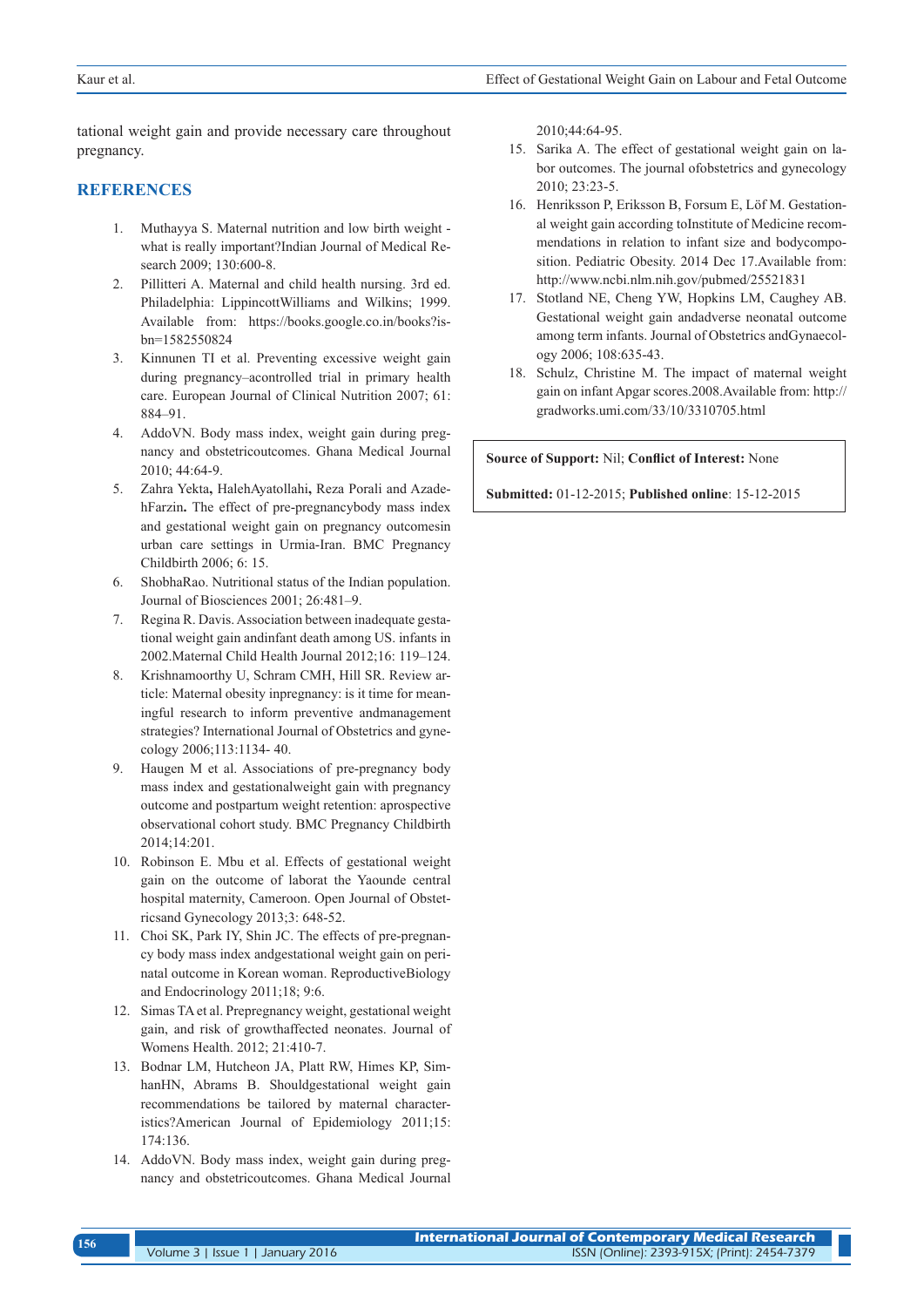tational weight gain and provide necessary care throughout pregnancy.

## REFERENCES

1. Muthayya S. Maternal nutrition and low birth weight - what is really important?Indian Journal of Medical Research 2009; 130:600-8.
2. Pillitteri A. Maternal and child health nursing. 3rd ed. Philadelphia: LippincottWilliams and Wilkins; 1999. Available from: https://books.google.co.in/books?isbn=1582550824
3. Kinnunen TI et al. Preventing excessive weight gain during pregnancy–acontrolled trial in primary health care. European Journal of Clinical Nutrition 2007; 61: 884–91.
4. AddoVN. Body mass index, weight gain during pregnancy and obstetricoutcomes. Ghana Medical Journal 2010; 44:64-9.
5. Zahra Yekta**,** HalehAyatollahi**,** Reza Porali and AzadehFarzin**.** The effect of pre-pregnancybody mass index and gestational weight gain on pregnancy outcomesin urban care settings in Urmia-Iran. BMC Pregnancy Childbirth 2006; 6: 15.
6. ShobhaRao. Nutritional status of the Indian population. Journal of Biosciences 2001; 26:481–9.
7. Regina R. Davis. Association between inadequate gestational weight gain andinfant death among US. infants in 2002.Maternal Child Health Journal 2012;16: 119–124.
8. Krishnamoorthy U, Schram CMH, Hill SR. Review article: Maternal obesity inpregnancy: is it time for meaningful research to inform preventive andmanagement strategies? International Journal of Obstetrics and gynecology 2006;113:1134- 40.
9. Haugen M et al. Associations of pre-pregnancy body mass index and gestationalweight gain with pregnancy outcome and postpartum weight retention: aprospective observational cohort study. BMC Pregnancy Childbirth 2014;14:201.
10. Robinson E. Mbu et al. Effects of gestational weight gain on the outcome of laborat the Yaounde central hospital maternity, Cameroon. Open Journal of Obstetricsand Gynecology 2013;3: 648-52.
11. Choi SK, Park IY, Shin JC. The effects of pre-pregnancy body mass index andgestational weight gain on perinatal outcome in Korean woman. ReproductiveBiology and Endocrinology 2011;18; 9:6.
12. Simas TA et al. Prepregnancy weight, gestational weight gain, and risk of growthaffected neonates. Journal of Womens Health. 2012; 21:410-7.
13. Bodnar LM, Hutcheon JA, Platt RW, Himes KP, SimhanHN, Abrams B. Shouldgestational weight gain recommendations be tailored by maternal characteristics?American Journal of Epidemiology 2011;15: 174:136.
14. AddoVN. Body mass index, weight gain during pregnancy and obstetricoutcomes. Ghana Medical Journal 2010;44:64-95.
15. Sarika A. The effect of gestational weight gain on labor outcomes. The journal ofobstetrics and gynecology 2010; 23:23-5.
16. Henriksson P, Eriksson B, Forsum E, Löf M. Gestational weight gain according toInstitute of Medicine recommendations in relation to infant size and bodycomposition. Pediatric Obesity. 2014 Dec 17.Available from: http://www.ncbi.nlm.nih.gov/pubmed/25521831
17. Stotland NE, Cheng YW, Hopkins LM, Caughey AB. Gestational weight gain andadverse neonatal outcome among term infants. Journal of Obstetrics andGynaecology 2006; 108:635-43.
18. Schulz, Christine M. The impact of maternal weight gain on infant Apgar scores.2008.Available from: http://gradworks.umi.com/33/10/3310705.html

**Source of Support:** Nil; **Conflict of Interest:** None

**Submitted:** 01-12-2015; **Published online**: 15-12-2015